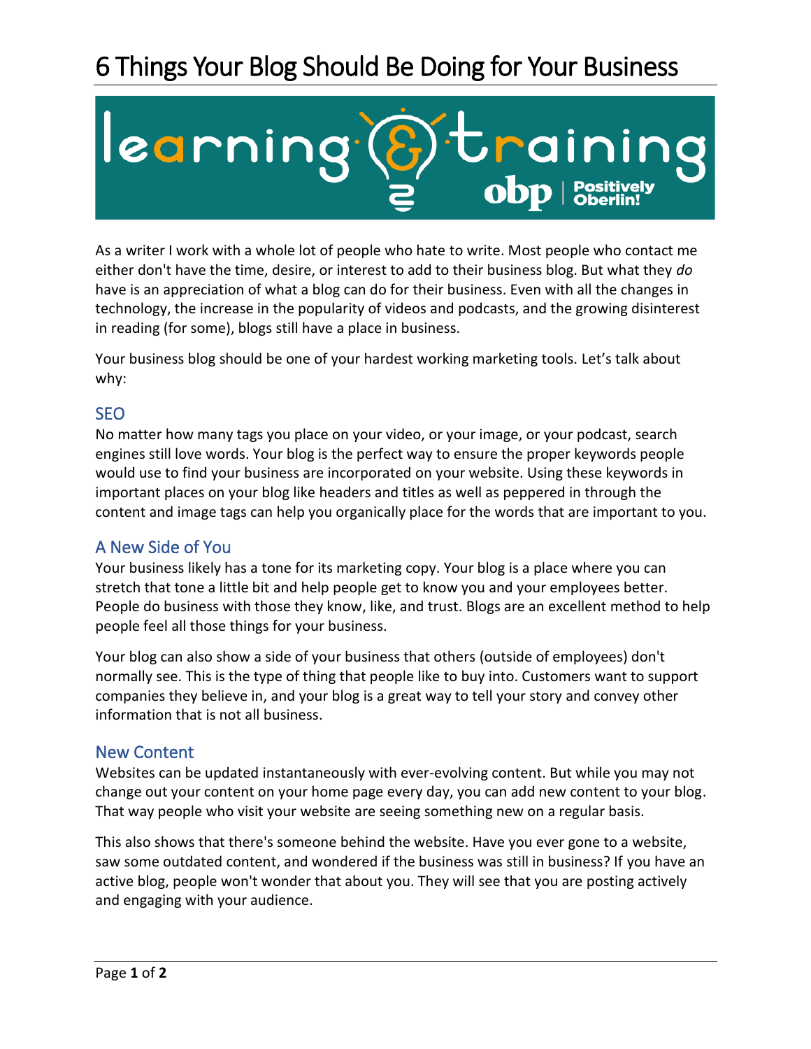# 6 Things Your Blog Should Be Doing for Your Business

As a writer I work with a whole lot of people who hate to write. Most people who contact me either don't have the time, desire, or interest to add to their business blog. But what they *do* have is an appreciation of what a blog can do for their business. Even with all the changes in technology, the increase in the popularity of videos and podcasts, and the growing disinterest in reading (for some), blogs still have a place in business.

Your business blog should be one of your hardest working marketing tools. Let's talk about why:

## SEO

No matter how many tags you place on your video, or your image, or your podcast, search engines still love words. Your blog is the perfect way to ensure the proper keywords people would use to find your business are incorporated on your website. Using these keywords in important places on your blog like headers and titles as well as peppered in through the content and image tags can help you organically place for the words that are important to you.

## A New Side of You

Your business likely has a tone for its marketing copy. Your blog is a place where you can stretch that tone a little bit and help people get to know you and your employees better. People do business with those they know, like, and trust. Blogs are an excellent method to help people feel all those things for your business.

Your blog can also show a side of your business that others (outside of employees) don't normally see. This is the type of thing that people like to buy into. Customers want to support companies they believe in, and your blog is a great way to tell your story and convey other information that is not all business.

## New Content

Websites can be updated instantaneously with ever-evolving content. But while you may not change out your content on your home page every day, you can add new content to your blog. That way people who visit your website are seeing something new on a regular basis.

This also shows that there's someone behind the website. Have you ever gone to a website, saw some outdated content, and wondered if the business was still in business? If you have an active blog, people won't wonder that about you. They will see that you are posting actively and engaging with your audience.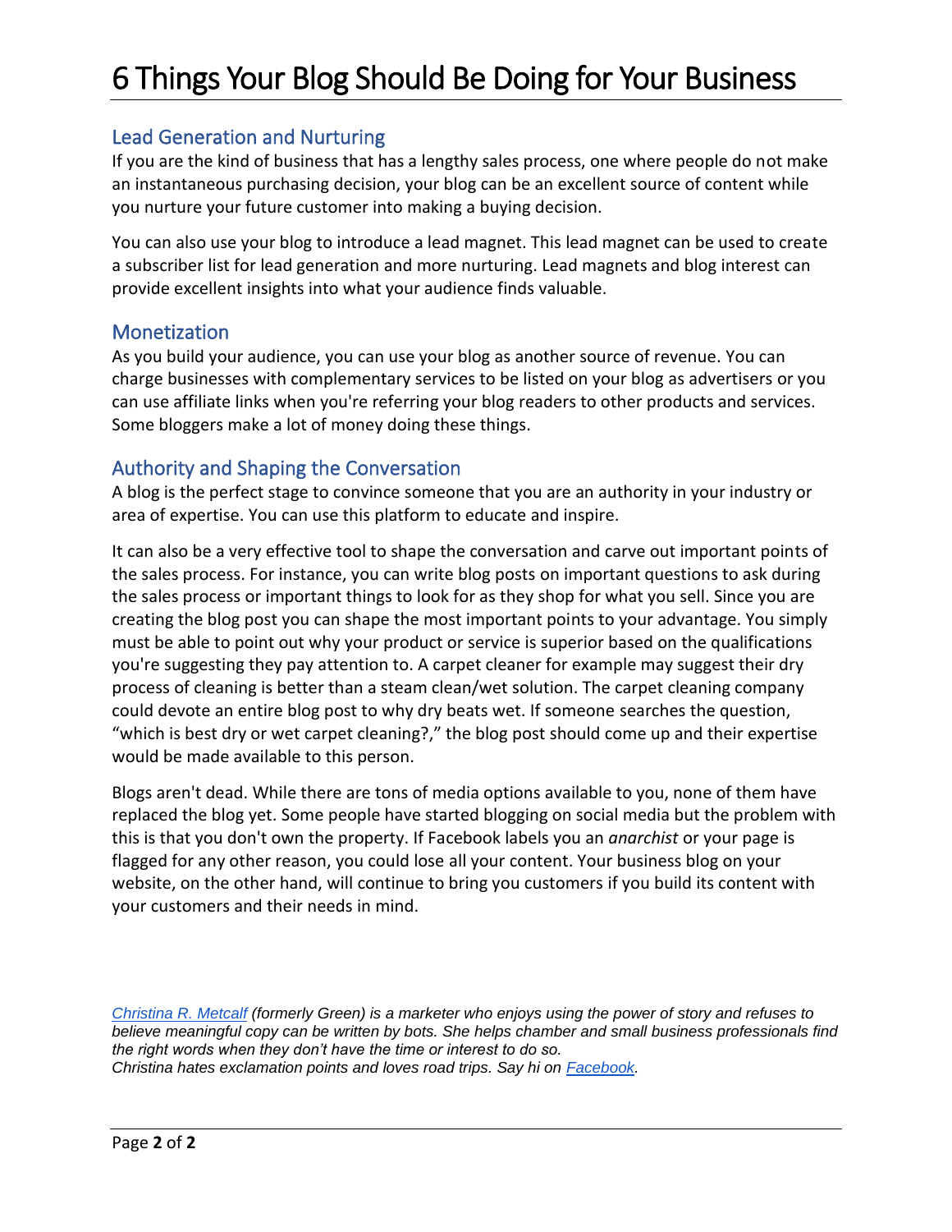## Lead Generation and Nurturing

If you are the kind of business that has a lengthy sales process, one where people do not make an instantaneous purchasing decision, your blog can be an excellent source of content while you nurture your future customer into making a buying decision.

You can also use your blog to introduce a lead magnet. This lead magnet can be used to create a subscriber list for lead generation and more nurturing. Lead magnets and blog interest can provide excellent insights into what your audience finds valuable.

## Monetization

As you build your audience, you can use your blog as another source of revenue. You can charge businesses with complementary services to be listed on your blog as advertisers or you can use affiliate links when you're referring your blog readers to other products and services. Some bloggers make a lot of money doing these things.

## Authority and Shaping the Conversation

A blog is the perfect stage to convince someone that you are an authority in your industry or area of expertise. You can use this platform to educate and inspire.

It can also be a very effective tool to shape the conversation and carve out important points of the sales process. For instance, you can write blog posts on important questions to ask during the sales process or important things to look for as they shop for what you sell. Since you are creating the blog post you can shape the most important points to your advantage. You simply must be able to point out why your product or service is superior based on the qualifications you're suggesting they pay attention to. A carpet cleaner for example may suggest their dry process of cleaning is better than a steam clean/wet solution. The carpet cleaning company could devote an entire blog post to why dry beats wet. If someone searches the question, "which is best dry or wet carpet cleaning?," the blog post should come up and their expertise would be made available to this person.

Blogs aren't dead. While there are tons of media options available to you, none of them have replaced the blog yet. Some people have started blogging on social media but the problem with this is that you don't own the property. If Facebook labels you an *anarchist* or your page is flagged for any other reason, you could lose all your content. Your business blog on your website, on the other hand, will continue to bring you customers if you build its content with your customers and their needs in mind.

*Christina R. Metcalf (formerly Green) is a marketer who enjoys using the power of story and refuses to believe meaningful copy can be written by bots. She helps chamber and small business professionals find the right words when they don't have the time or interest to do so.*
*Christina hates exclamation points and loves road trips. Say hi on Facebook.*